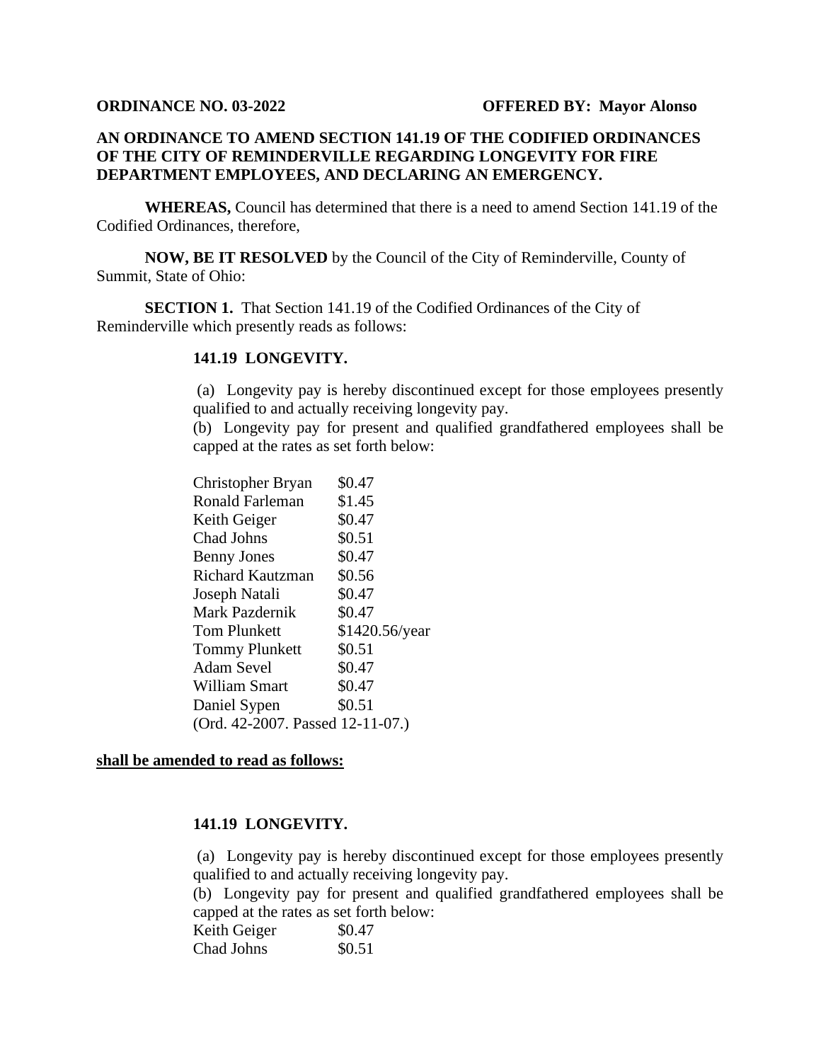**ORDINANCE NO. 03-2022** **OFFERED BY: Mayor Alonso**

**AN ORDINANCE TO AMEND SECTION 141.19 OF THE CODIFIED ORDINANCES OF THE CITY OF REMINDERVILLE REGARDING LONGEVITY FOR FIRE DEPARTMENT EMPLOYEES, AND DECLARING AN EMERGENCY.**

**WHEREAS,** Council has determined that there is a need to amend Section 141.19 of the Codified Ordinances, therefore,

**NOW, BE IT RESOLVED** by the Council of the City of Reminderville, County of Summit, State of Ohio:

**SECTION 1.** That Section 141.19 of the Codified Ordinances of the City of Reminderville which presently reads as follows:

**141.19 LONGEVITY.**

(a) Longevity pay is hereby discontinued except for those employees presently qualified to and actually receiving longevity pay.

(b) Longevity pay for present and qualified grandfathered employees shall be capped at the rates as set forth below:

| | |
|---|---|
| Christopher Bryan | $0.47 |
| Ronald Farleman | $1.45 |
| Keith Geiger | $0.47 |
| Chad Johns | $0.51 |
| Benny Jones | $0.47 |
| Richard Kautzman | $0.56 |
| Joseph Natali | $0.47 |
| Mark Pazdernik | $0.47 |
| Tom Plunkett | $1420.56/year |
| Tommy Plunkett | $0.51 |
| Adam Sevel | $0.47 |
| William Smart | $0.47 |
| Daniel Sypen | $0.51 |

(Ord. 42-2007. Passed 12-11-07.)

**shall be amended to read as follows:**

**141.19 LONGEVITY.**

(a) Longevity pay is hereby discontinued except for those employees presently qualified to and actually receiving longevity pay.

(b) Longevity pay for present and qualified grandfathered employees shall be capped at the rates as set forth below:

| | |
|---|---|
| Keith Geiger | $0.47 |
| Chad Johns | $0.51 |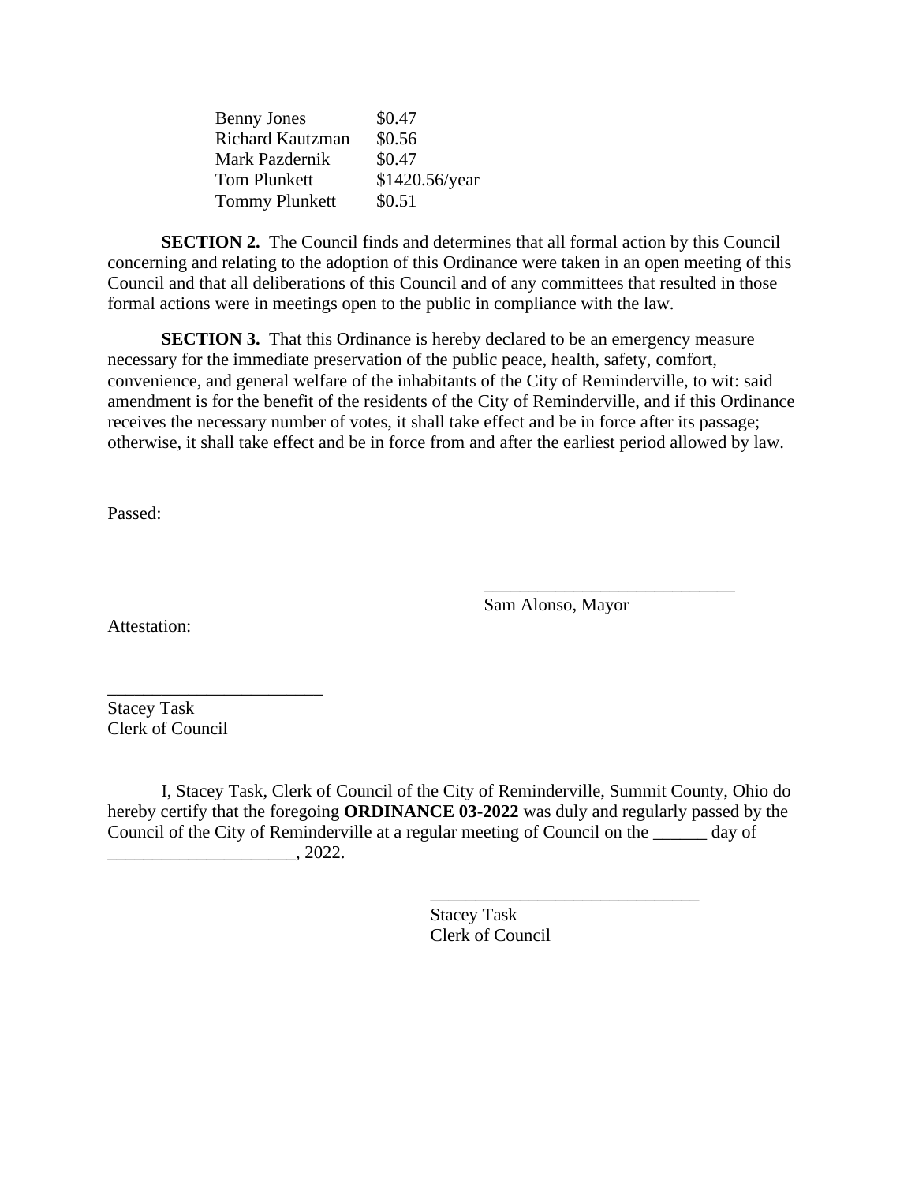| | |
|---|---|
| Benny Jones | \$0.47 |
| Richard Kautzman | \$0.56 |
| Mark Pazdernik | \$0.47 |
| Tom Plunkett | \$1420.56/year |
| Tommy Plunkett | \$0.51 |

**SECTION 2.** The Council finds and determines that all formal action by this Council concerning and relating to the adoption of this Ordinance were taken in an open meeting of this Council and that all deliberations of this Council and of any committees that resulted in those formal actions were in meetings open to the public in compliance with the law.

**SECTION 3.** That this Ordinance is hereby declared to be an emergency measure necessary for the immediate preservation of the public peace, health, safety, comfort, convenience, and general welfare of the inhabitants of the City of Reminderville, to wit: said amendment is for the benefit of the residents of the City of Reminderville, and if this Ordinance receives the necessary number of votes, it shall take effect and be in force after its passage; otherwise, it shall take effect and be in force from and after the earliest period allowed by law.

Passed:

____________________________
Sam Alonso, Mayor

Attestation:

________________________
Stacey Task
Clerk of Council

I, Stacey Task, Clerk of Council of the City of Reminderville, Summit County, Ohio do hereby certify that the foregoing **ORDINANCE 03-2022** was duly and regularly passed by the Council of the City of Reminderville at a regular meeting of Council on the ______ day of _____________________, 2022.

______________________________
Stacey Task
Clerk of Council